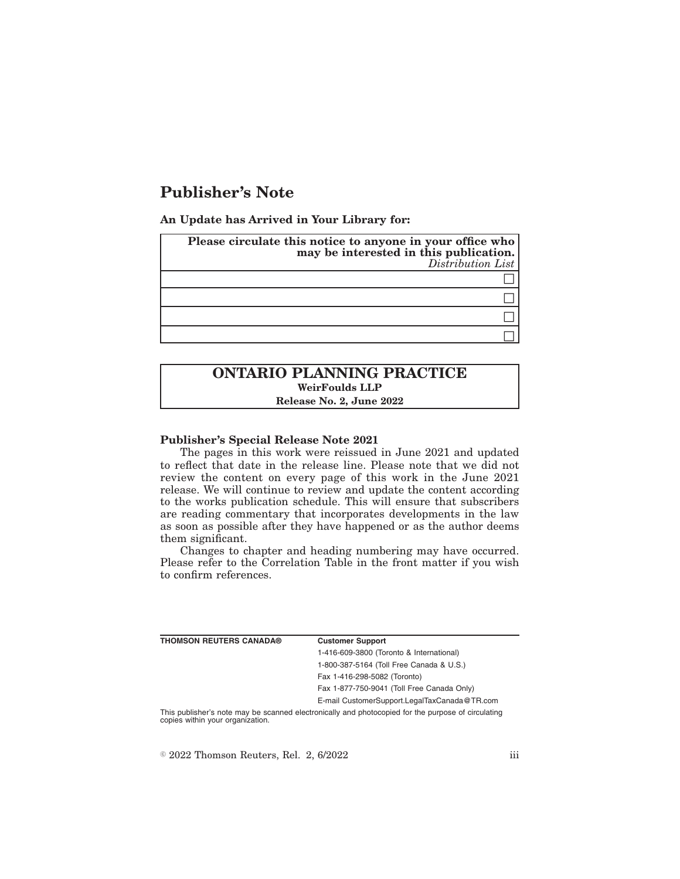# Publisher's Note

**An Update has Arrived in Your Library for:**

| **Please circulate this notice to anyone in your office who may be interested in this publication.** *Distribution List* |
|---|
| ☐ |
| ☐ |
| ☐ |
| ☐ |

## ONTARIO PLANNING PRACTICE

**WeirFoulds LLP**

**Release No. 2, June 2022**

**Publisher's Special Release Note 2021**

The pages in this work were reissued in June 2021 and updated to reflect that date in the release line. Please note that we did not review the content on every page of this work in the June 2021 release. We will continue to review and update the content according to the works publication schedule. This will ensure that subscribers are reading commentary that incorporates developments in the law as soon as possible after they have happened or as the author deems them significant.

Changes to chapter and heading numbering may have occurred. Please refer to the Correlation Table in the front matter if you wish to confirm references.

**THOMSON REUTERS CANADA®**

**Customer Support**

1-416-609-3800 (Toronto & International)

1-800-387-5164 (Toll Free Canada & U.S.)

Fax 1-416-298-5082 (Toronto)

Fax 1-877-750-9041 (Toll Free Canada Only)

E-mail CustomerSupport.LegalTaxCanada@TR.com

This publisher's note may be scanned electronically and photocopied for the purpose of circulating copies within your organization.

© 2022 Thomson Reuters, Rel. 2, 6/2022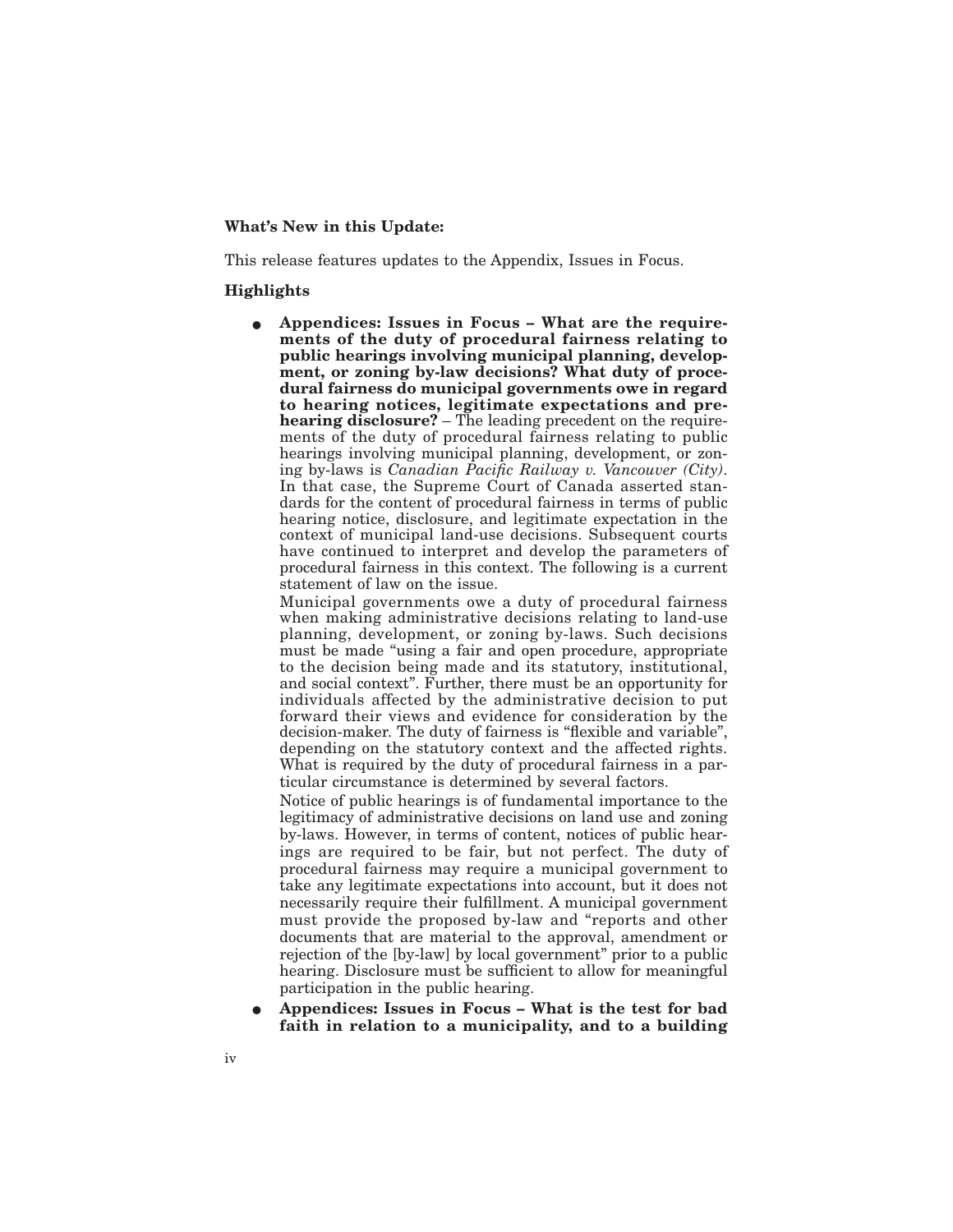**What's New in this Update:**

This release features updates to the Appendix, Issues in Focus.

**Highlights**

- **Appendices: Issues in Focus – What are the requirements of the duty of procedural fairness relating to public hearings involving municipal planning, development, or zoning by-law decisions? What duty of procedural fairness do municipal governments owe in regard to hearing notices, legitimate expectations and pre-hearing disclosure?** – The leading precedent on the requirements of the duty of procedural fairness relating to public hearings involving municipal planning, development, or zoning by-laws is *Canadian Pacific Railway v. Vancouver (City)*. In that case, the Supreme Court of Canada asserted standards for the content of procedural fairness in terms of public hearing notice, disclosure, and legitimate expectation in the context of municipal land-use decisions. Subsequent courts have continued to interpret and develop the parameters of procedural fairness in this context. The following is a current statement of law on the issue.

  Municipal governments owe a duty of procedural fairness when making administrative decisions relating to land-use planning, development, or zoning by-laws. Such decisions must be made "using a fair and open procedure, appropriate to the decision being made and its statutory, institutional, and social context". Further, there must be an opportunity for individuals affected by the administrative decision to put forward their views and evidence for consideration by the decision-maker. The duty of fairness is "flexible and variable", depending on the statutory context and the affected rights. What is required by the duty of procedural fairness in a particular circumstance is determined by several factors.

  Notice of public hearings is of fundamental importance to the legitimacy of administrative decisions on land use and zoning by-laws. However, in terms of content, notices of public hearings are required to be fair, but not perfect. The duty of procedural fairness may require a municipal government to take any legitimate expectations into account, but it does not necessarily require their fulfillment. A municipal government must provide the proposed by-law and "reports and other documents that are material to the approval, amendment or rejection of the [by-law] by local government" prior to a public hearing. Disclosure must be sufficient to allow for meaningful participation in the public hearing.

- **Appendices: Issues in Focus – What is the test for bad faith in relation to a municipality, and to a building**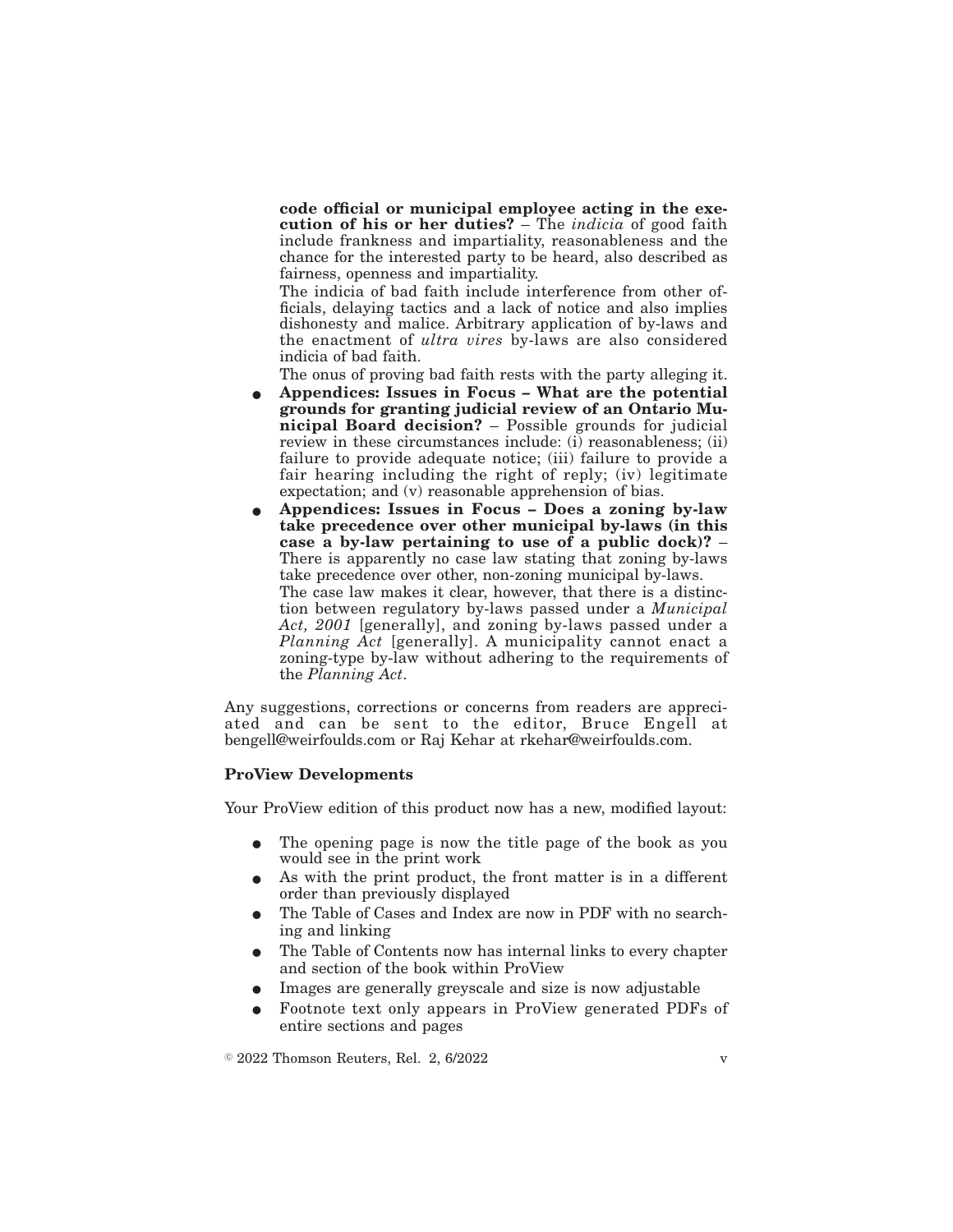**code official or municipal employee acting in the execution of his or her duties?** – The *indicia* of good faith include frankness and impartiality, reasonableness and the chance for the interested party to be heard, also described as fairness, openness and impartiality.

The indicia of bad faith include interference from other officials, delaying tactics and a lack of notice and also implies dishonesty and malice. Arbitrary application of by-laws and the enactment of *ultra vires* by-laws are also considered indicia of bad faith.

The onus of proving bad faith rests with the party alleging it.

- **Appendices: Issues in Focus – What are the potential grounds for granting judicial review of an Ontario Municipal Board decision?** – Possible grounds for judicial review in these circumstances include: (i) reasonableness; (ii) failure to provide adequate notice; (iii) failure to provide a fair hearing including the right of reply; (iv) legitimate expectation; and (v) reasonable apprehension of bias.
- **Appendices: Issues in Focus – Does a zoning by-law take precedence over other municipal by-laws (in this case a by-law pertaining to use of a public dock)?** – There is apparently no case law stating that zoning by-laws take precedence over other, non-zoning municipal by-laws.

  The case law makes it clear, however, that there is a distinction between regulatory by-laws passed under a *Municipal Act, 2001* [generally], and zoning by-laws passed under a *Planning Act* [generally]. A municipality cannot enact a zoning-type by-law without adhering to the requirements of the *Planning Act*.

Any suggestions, corrections or concerns from readers are appreciated and can be sent to the editor, Bruce Engell at bengell@weirfoulds.com or Raj Kehar at rkehar@weirfoulds.com.

**ProView Developments**

Your ProView edition of this product now has a new, modified layout:

- The opening page is now the title page of the book as you would see in the print work
- As with the print product, the front matter is in a different order than previously displayed
- The Table of Cases and Index are now in PDF with no searching and linking
- The Table of Contents now has internal links to every chapter and section of the book within ProView
- Images are generally greyscale and size is now adjustable
- Footnote text only appears in ProView generated PDFs of entire sections and pages

© 2022 Thomson Reuters, Rel. 2, 6/2022